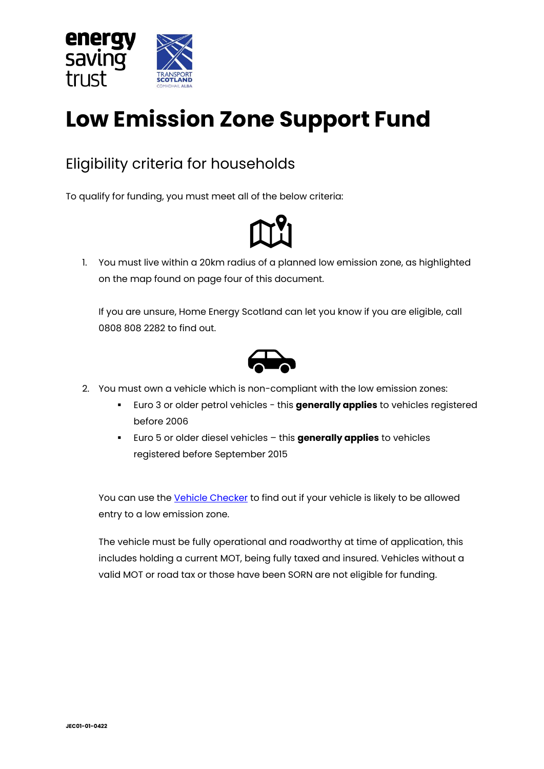# Low Emission Zone Support Fund

## Eligibility criteria for households

To qualify for funding, you must meet all of the below criteria:

1. You must live within a 20km radius of a planned low emission zone, as highlighted on the map found on page four of this document.

   If you are unsure, Home Energy Scotland can let you know if you are eligible, call 0808 808 2282 to find out.

2. You must own a vehicle which is non-compliant with the low emission zones:
   - Euro 3 or older petrol vehicles - this **generally applies** to vehicles registered before 2006
   - Euro 5 or older diesel vehicles – this **generally applies** to vehicles registered before September 2015

   You can use the [Vehicle Checker](#) to find out if your vehicle is likely to be allowed entry to a low emission zone.

   The vehicle must be fully operational and roadworthy at time of application, this includes holding a current MOT, being fully taxed and insured. Vehicles without a valid MOT or road tax or those have been SORN are not eligible for funding.

JEC01-01-0422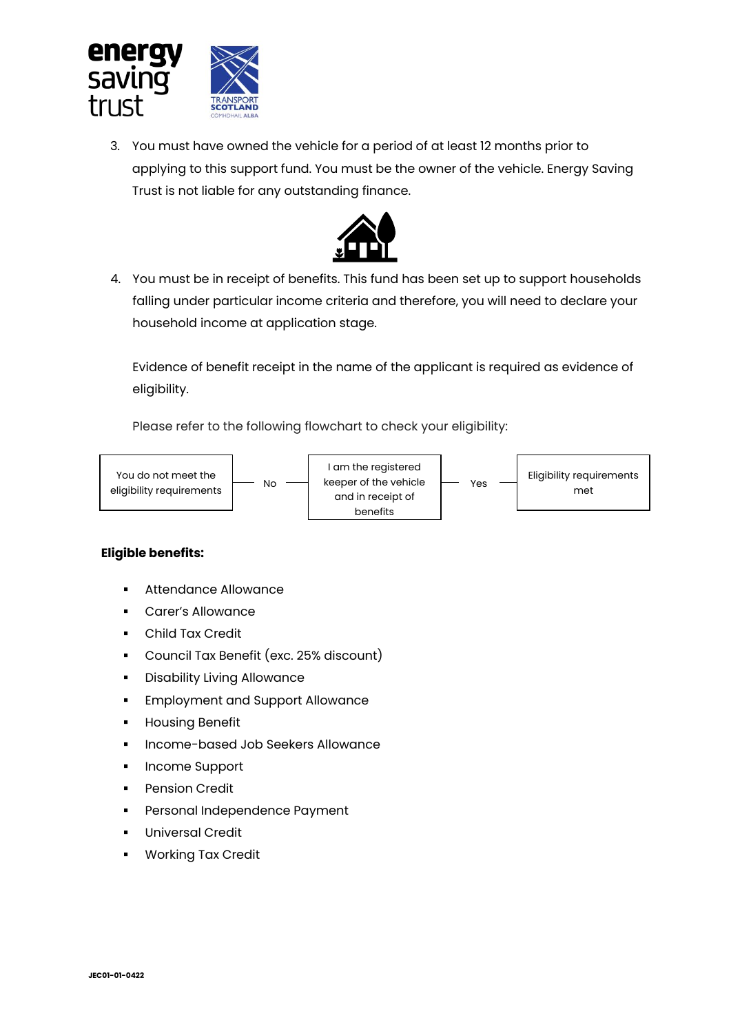3. You must have owned the vehicle for a period of at least 12 months prior to applying to this support fund. You must be the owner of the vehicle. Energy Saving Trust is not liable for any outstanding finance.

4. You must be in receipt of benefits. This fund has been set up to support households falling under particular income criteria and therefore, you will need to declare your household income at application stage.

   Evidence of benefit receipt in the name of the applicant is required as evidence of eligibility.

   Please refer to the following flowchart to check your eligibility:

| You do not meet the eligibility requirements | ← No | I am the registered keeper of the vehicle and in receipt of benefits | Yes → | Eligibility requirements met |
|---|---|---|---|---|

**Eligible benefits:**

- Attendance Allowance
- Carer's Allowance
- Child Tax Credit
- Council Tax Benefit (exc. 25% discount)
- Disability Living Allowance
- Employment and Support Allowance
- Housing Benefit
- Income-based Job Seekers Allowance
- Income Support
- Pension Credit
- Personal Independence Payment
- Universal Credit
- Working Tax Credit

JEC01-01-0422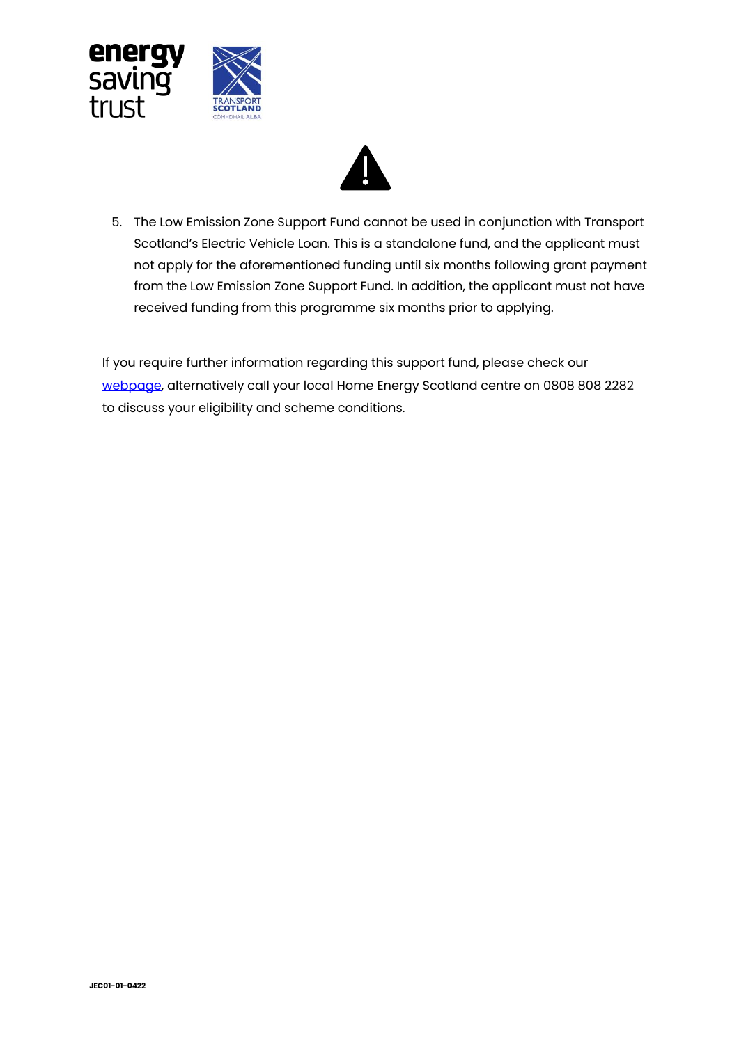5. The Low Emission Zone Support Fund cannot be used in conjunction with Transport Scotland's Electric Vehicle Loan. This is a standalone fund, and the applicant must not apply for the aforementioned funding until six months following grant payment from the Low Emission Zone Support Fund. In addition, the applicant must not have received funding from this programme six months prior to applying.

If you require further information regarding this support fund, please check our webpage, alternatively call your local Home Energy Scotland centre on 0808 808 2282 to discuss your eligibility and scheme conditions.

JEC01-01-0422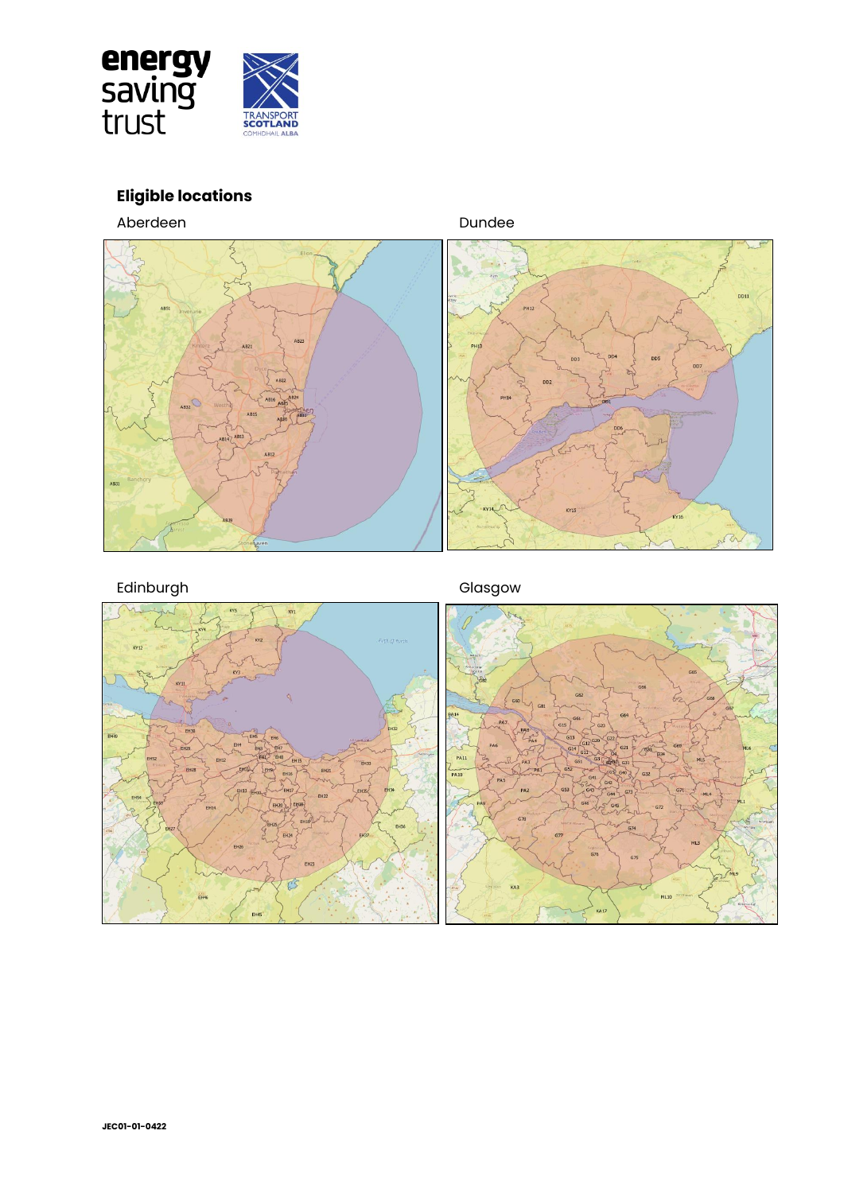## Eligible locations

Aberdeen

Dundee

Edinburgh

Glasgow

JEC01-01-0422